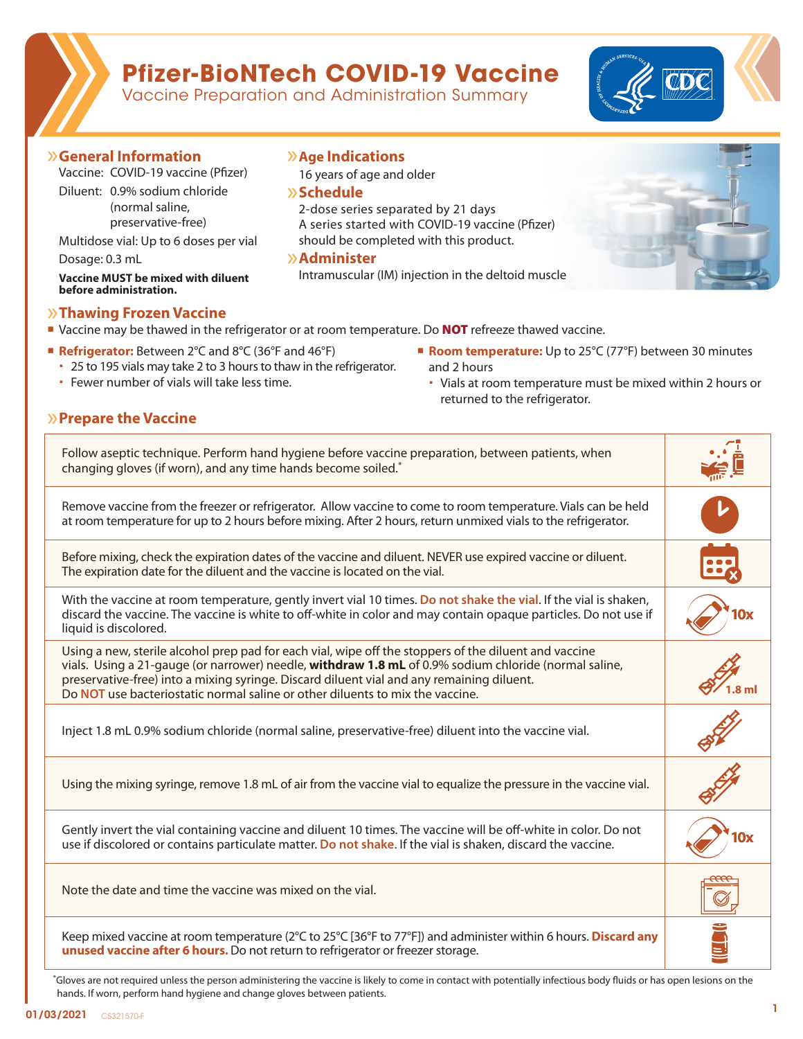# Pfizer-BioNTech COVID-19 Vaccine

Vaccine Preparation and Administration Summary

## General Information

Vaccine: COVID-19 vaccine (Pfizer)

Diluent: 0.9% sodium chloride (normal saline, preservative-free)

Multidose vial: Up to 6 doses per vial

Dosage: 0.3 mL

**Vaccine MUST be mixed with diluent before administration.**

## Age Indications

16 years of age and older

## Schedule

2-dose series separated by 21 days

A series started with COVID-19 vaccine (Pfizer) should be completed with this product.

## Administer

Intramuscular (IM) injection in the deltoid muscle

## Thawing Frozen Vaccine

- Vaccine may be thawed in the refrigerator or at room temperature. Do **NOT** refreeze thawed vaccine.
- **Refrigerator:** Between 2°C and 8°C (36°F and 46°F)
  - 25 to 195 vials may take 2 to 3 hours to thaw in the refrigerator.
  - Fewer number of vials will take less time.
- **Room temperature:** Up to 25°C (77°F) between 30 minutes and 2 hours
  - Vials at room temperature must be mixed within 2 hours or returned to the refrigerator.

## Prepare the Vaccine

| Step | |
|---|---|
| Follow aseptic technique. Perform hand hygiene before vaccine preparation, between patients, when changing gloves (if worn), and any time hands become soiled.* | |
| Remove vaccine from the freezer or refrigerator. Allow vaccine to come to room temperature. Vials can be held at room temperature for up to 2 hours before mixing. After 2 hours, return unmixed vials to the refrigerator. | |
| Before mixing, check the expiration dates of the vaccine and diluent. NEVER use expired vaccine or diluent. The expiration date for the diluent and the vaccine is located on the vial. | |
| With the vaccine at room temperature, gently invert vial 10 times. **Do not shake the vial**. If the vial is shaken, discard the vaccine. The vaccine is white to off-white in color and may contain opaque particles. Do not use if liquid is discolored. | 10x |
| Using a new, sterile alcohol prep pad for each vial, wipe off the stoppers of the diluent and vaccine vials. Using a 21-gauge (or narrower) needle, **withdraw 1.8 mL** of 0.9% sodium chloride (normal saline, preservative-free) into a mixing syringe. Discard diluent vial and any remaining diluent. Do **NOT** use bacteriostatic normal saline or other diluents to mix the vaccine. | 1.8 ml |
| Inject 1.8 mL 0.9% sodium chloride (normal saline, preservative-free) diluent into the vaccine vial. | |
| Using the mixing syringe, remove 1.8 mL of air from the vaccine vial to equalize the pressure in the vaccine vial. | |
| Gently invert the vial containing vaccine and diluent 10 times. The vaccine will be off-white in color. Do not use if discolored or contains particulate matter. **Do not shake**. If the vial is shaken, discard the vaccine. | 10x |
| Note the date and time the vaccine was mixed on the vial. | |
| Keep mixed vaccine at room temperature (2°C to 25°C [36°F to 77°F]) and administer within 6 hours. **Discard any unused vaccine after 6 hours.** Do not return to refrigerator or freezer storage. | |

*Gloves are not required unless the person administering the vaccine is likely to come in contact with potentially infectious body fluids or has open lesions on the hands. If worn, perform hand hygiene and change gloves between patients.

01/03/2021 CS321570-F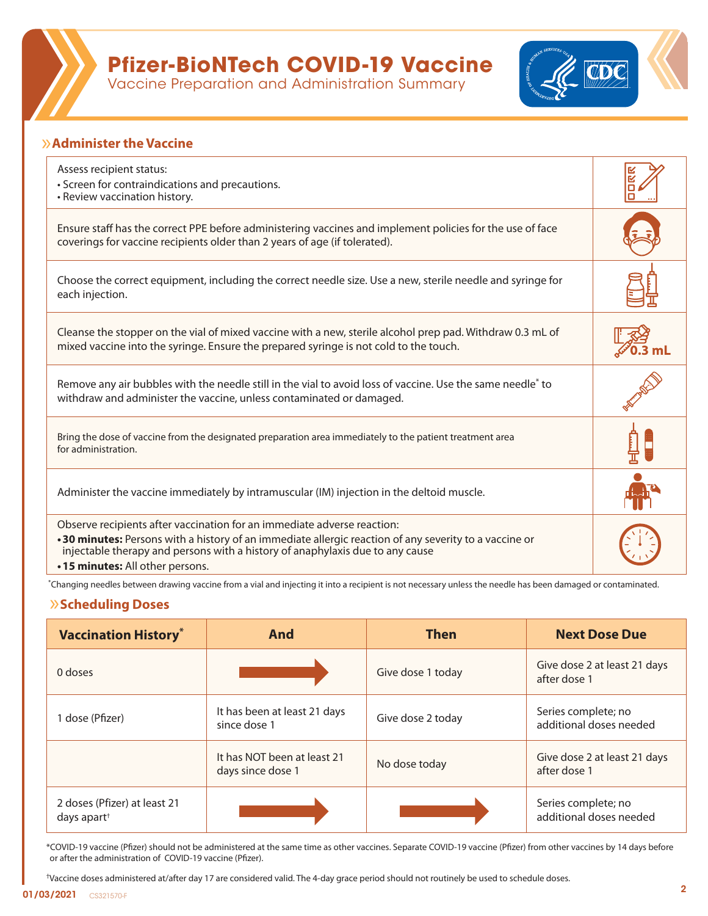# Pfizer-BioNTech COVID-19 Vaccine

Vaccine Preparation and Administration Summary

## »Administer the Vaccine

Assess recipient status:
- Screen for contraindications and precautions.
- Review vaccination history.

Ensure staff has the correct PPE before administering vaccines and implement policies for the use of face coverings for vaccine recipients older than 2 years of age (if tolerated).

Choose the correct equipment, including the correct needle size. Use a new, sterile needle and syringe for each injection.

Cleanse the stopper on the vial of mixed vaccine with a new, sterile alcohol prep pad. Withdraw 0.3 mL of mixed vaccine into the syringe. Ensure the prepared syringe is not cold to the touch.

Remove any air bubbles with the needle still in the vial to avoid loss of vaccine. Use the same needle* to withdraw and administer the vaccine, unless contaminated or damaged.

Bring the dose of vaccine from the designated preparation area immediately to the patient treatment area for administration.

Administer the vaccine immediately by intramuscular (IM) injection in the deltoid muscle.

Observe recipients after vaccination for an immediate adverse reaction:
- **30 minutes:** Persons with a history of an immediate allergic reaction of any severity to a vaccine or injectable therapy and persons with a history of anaphylaxis due to any cause
- **15 minutes:** All other persons.

*Changing needles between drawing vaccine from a vial and injecting it into a recipient is not necessary unless the needle has been damaged or contaminated.

## »Scheduling Doses

| Vaccination History* | And | Then | Next Dose Due |
|---|---|---|---|
| 0 doses | → | Give dose 1 today | Give dose 2 at least 21 days after dose 1 |
| 1 dose (Pfizer) | It has been at least 21 days since dose 1 | Give dose 2 today | Series complete; no additional doses needed |
| | It has NOT been at least 21 days since dose 1 | No dose today | Give dose 2 at least 21 days after dose 1 |
| 2 doses (Pfizer) at least 21 days apart† | → | → | Series complete; no additional doses needed |

*COVID-19 vaccine (Pfizer) should not be administered at the same time as other vaccines. Separate COVID-19 vaccine (Pfizer) from other vaccines by 14 days before or after the administration of COVID-19 vaccine (Pfizer).

†Vaccine doses administered at/after day 17 are considered valid. The 4-day grace period should not routinely be used to schedule doses.

01/03/2021 CS321570-F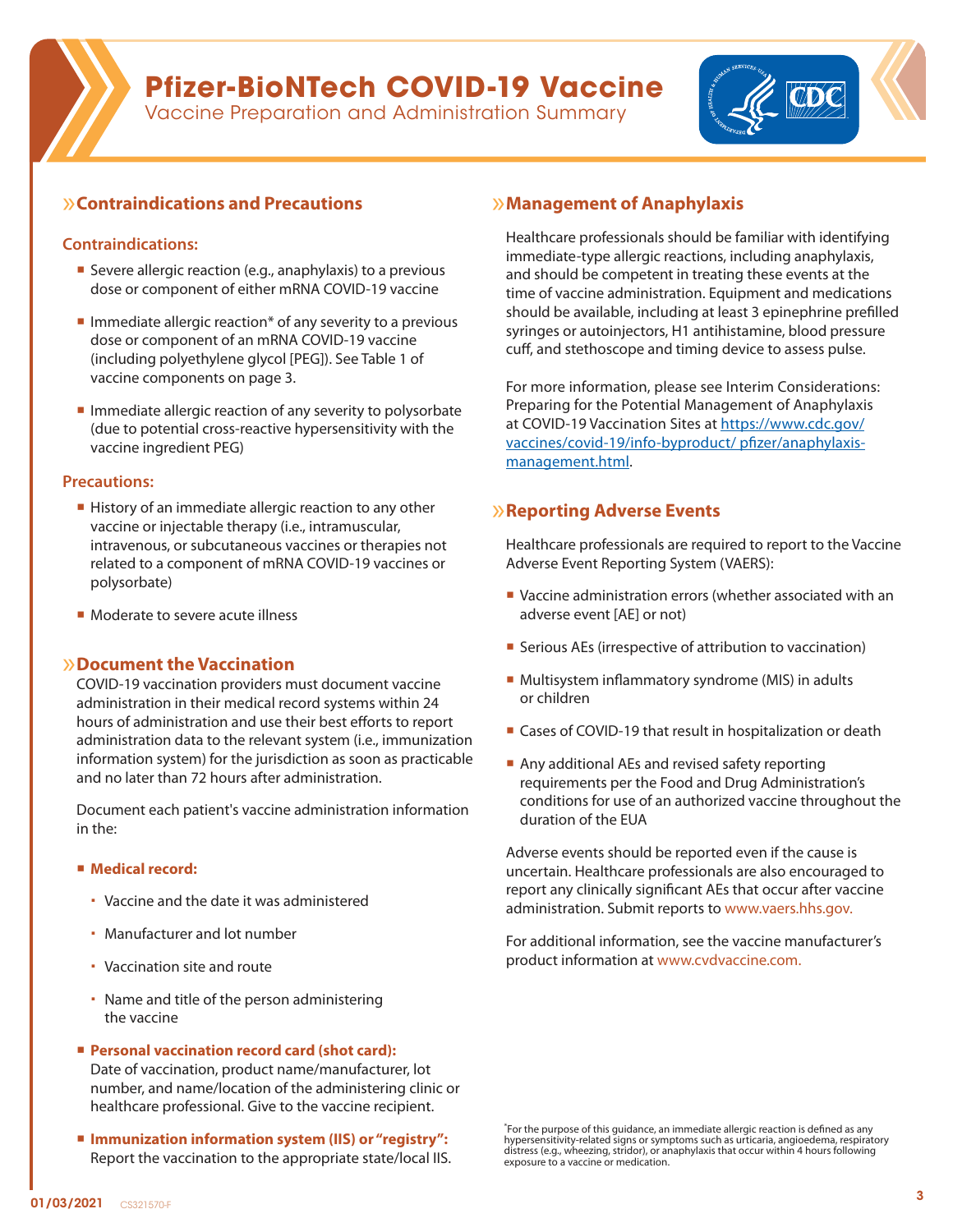# Pfizer-BioNTech COVID-19 Vaccine

Vaccine Preparation and Administration Summary

## Contraindications and Precautions

### Contraindications:

- Severe allergic reaction (e.g., anaphylaxis) to a previous dose or component of either mRNA COVID-19 vaccine
- Immediate allergic reaction* of any severity to a previous dose or component of an mRNA COVID-19 vaccine (including polyethylene glycol [PEG]). See Table 1 of vaccine components on page 3.
- Immediate allergic reaction of any severity to polysorbate (due to potential cross-reactive hypersensitivity with the vaccine ingredient PEG)

### Precautions:

- History of an immediate allergic reaction to any other vaccine or injectable therapy (i.e., intramuscular, intravenous, or subcutaneous vaccines or therapies not related to a component of mRNA COVID-19 vaccines or polysorbate)
- Moderate to severe acute illness

## Document the Vaccination

COVID-19 vaccination providers must document vaccine administration in their medical record systems within 24 hours of administration and use their best efforts to report administration data to the relevant system (i.e., immunization information system) for the jurisdiction as soon as practicable and no later than 72 hours after administration.

Document each patient's vaccine administration information in the:

- **Medical record:**
  - Vaccine and the date it was administered
  - Manufacturer and lot number
  - Vaccination site and route
  - Name and title of the person administering the vaccine
- **Personal vaccination record card (shot card):** Date of vaccination, product name/manufacturer, lot number, and name/location of the administering clinic or healthcare professional. Give to the vaccine recipient.
- **Immunization information system (IIS) or "registry":** Report the vaccination to the appropriate state/local IIS.

## Management of Anaphylaxis

Healthcare professionals should be familiar with identifying immediate-type allergic reactions, including anaphylaxis, and should be competent in treating these events at the time of vaccine administration. Equipment and medications should be available, including at least 3 epinephrine prefilled syringes or autoinjectors, H1 antihistamine, blood pressure cuff, and stethoscope and timing device to assess pulse.

For more information, please see Interim Considerations: Preparing for the Potential Management of Anaphylaxis at COVID-19 Vaccination Sites at https://www.cdc.gov/vaccines/covid-19/info-byproduct/ pfizer/anaphylaxis-management.html.

## Reporting Adverse Events

Healthcare professionals are required to report to the Vaccine Adverse Event Reporting System (VAERS):

- Vaccine administration errors (whether associated with an adverse event [AE] or not)
- Serious AEs (irrespective of attribution to vaccination)
- Multisystem inflammatory syndrome (MIS) in adults or children
- Cases of COVID-19 that result in hospitalization or death
- Any additional AEs and revised safety reporting requirements per the Food and Drug Administration's conditions for use of an authorized vaccine throughout the duration of the EUA

Adverse events should be reported even if the cause is uncertain. Healthcare professionals are also encouraged to report any clinically significant AEs that occur after vaccine administration. Submit reports to www.vaers.hhs.gov.

For additional information, see the vaccine manufacturer's product information at www.cvdvaccine.com.

*For the purpose of this guidance, an immediate allergic reaction is defined as any hypersensitivity-related signs or symptoms such as urticaria, angioedema, respiratory distress (e.g., wheezing, stridor), or anaphylaxis that occur within 4 hours following exposure to a vaccine or medication.

01/03/2021 CS321570-F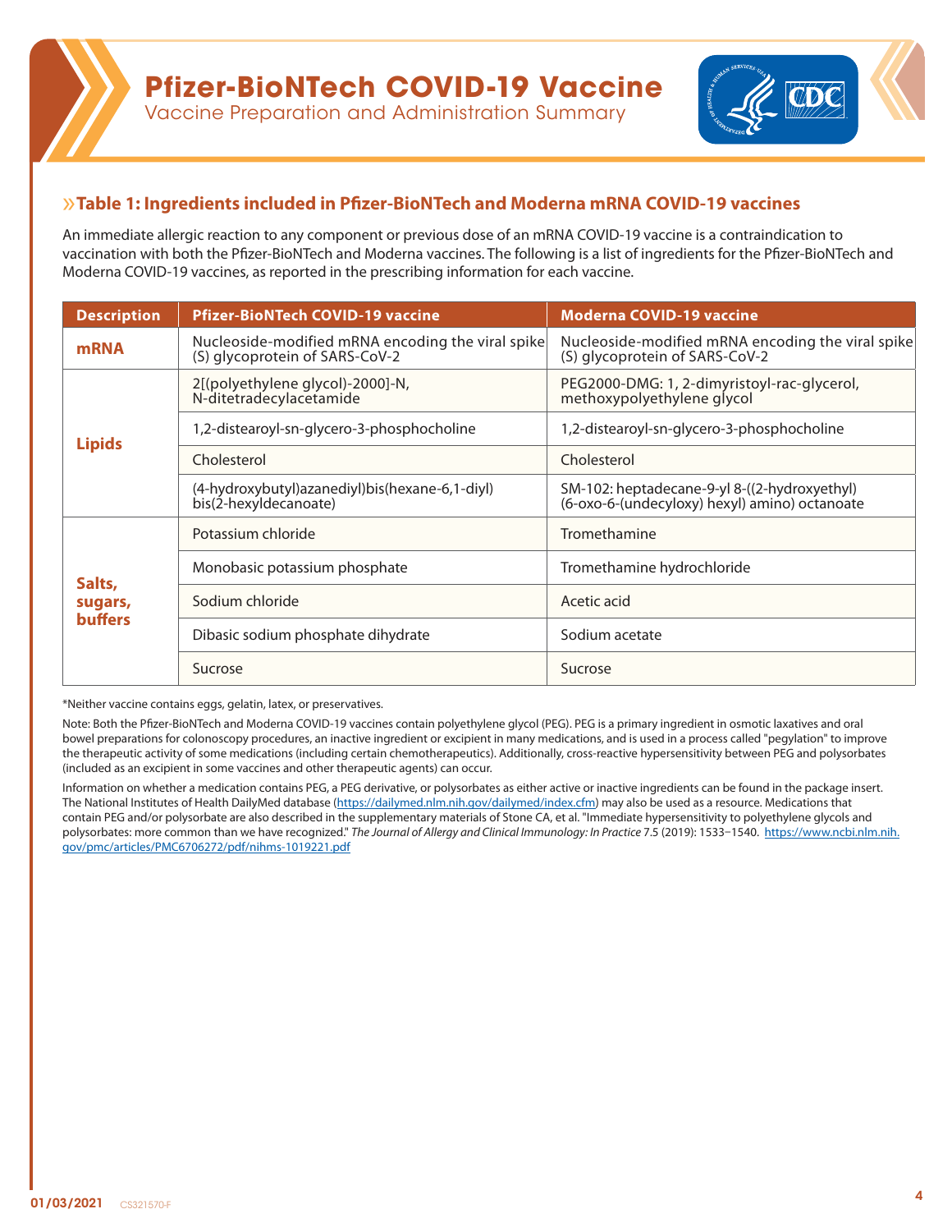# Pfizer-BioNTech COVID-19 Vaccine

Vaccine Preparation and Administration Summary

## »Table 1: Ingredients included in Pfizer-BioNTech and Moderna mRNA COVID-19 vaccines

An immediate allergic reaction to any component or previous dose of an mRNA COVID-19 vaccine is a contraindication to vaccination with both the Pfizer-BioNTech and Moderna vaccines. The following is a list of ingredients for the Pfizer-BioNTech and Moderna COVID-19 vaccines, as reported in the prescribing information for each vaccine.

| Description | Pfizer-BioNTech COVID-19 vaccine | Moderna COVID-19 vaccine |
|---|---|---|
| **mRNA** | Nucleoside-modified mRNA encoding the viral spike (S) glycoprotein of SARS-CoV-2 | Nucleoside-modified mRNA encoding the viral spike (S) glycoprotein of SARS-CoV-2 |
| **Lipids** | 2[(polyethylene glycol)-2000]-N, N-ditetradecylacetamide | PEG2000-DMG: 1, 2-dimyristoyl-rac-glycerol, methoxypolyethylene glycol |
| | 1,2-distearoyl-sn-glycero-3-phosphocholine | 1,2-distearoyl-sn-glycero-3-phosphocholine |
| | Cholesterol | Cholesterol |
| | (4-hydroxybutyl)azanediyl)bis(hexane-6,1-diyl) bis(2-hexyldecanoate) | SM-102: heptadecane-9-yl 8-((2-hydroxyethyl) (6-oxo-6-(undecyloxy) hexyl) amino) octanoate |
| **Salts, sugars, buffers** | Potassium chloride | Tromethamine |
| | Monobasic potassium phosphate | Tromethamine hydrochloride |
| | Sodium chloride | Acetic acid |
| | Dibasic sodium phosphate dihydrate | Sodium acetate |
| | Sucrose | Sucrose |

*Neither vaccine contains eggs, gelatin, latex, or preservatives.

Note: Both the Pfizer-BioNTech and Moderna COVID-19 vaccines contain polyethylene glycol (PEG). PEG is a primary ingredient in osmotic laxatives and oral bowel preparations for colonoscopy procedures, an inactive ingredient or excipient in many medications, and is used in a process called "pegylation" to improve the therapeutic activity of some medications (including certain chemotherapeutics). Additionally, cross-reactive hypersensitivity between PEG and polysorbates (included as an excipient in some vaccines and other therapeutic agents) can occur.

Information on whether a medication contains PEG, a PEG derivative, or polysorbates as either active or inactive ingredients can be found in the package insert. The National Institutes of Health DailyMed database (https://dailymed.nlm.nih.gov/dailymed/index.cfm) may also be used as a resource. Medications that contain PEG and/or polysorbate are also described in the supplementary materials of Stone CA, et al. "Immediate hypersensitivity to polyethylene glycols and polysorbates: more common than we have recognized." *The Journal of Allergy and Clinical Immunology: In Practice* 7.5 (2019): 1533–1540. https://www.ncbi.nlm.nih.gov/pmc/articles/PMC6706272/pdf/nihms-1019221.pdf

01/03/2021 CS321570-F